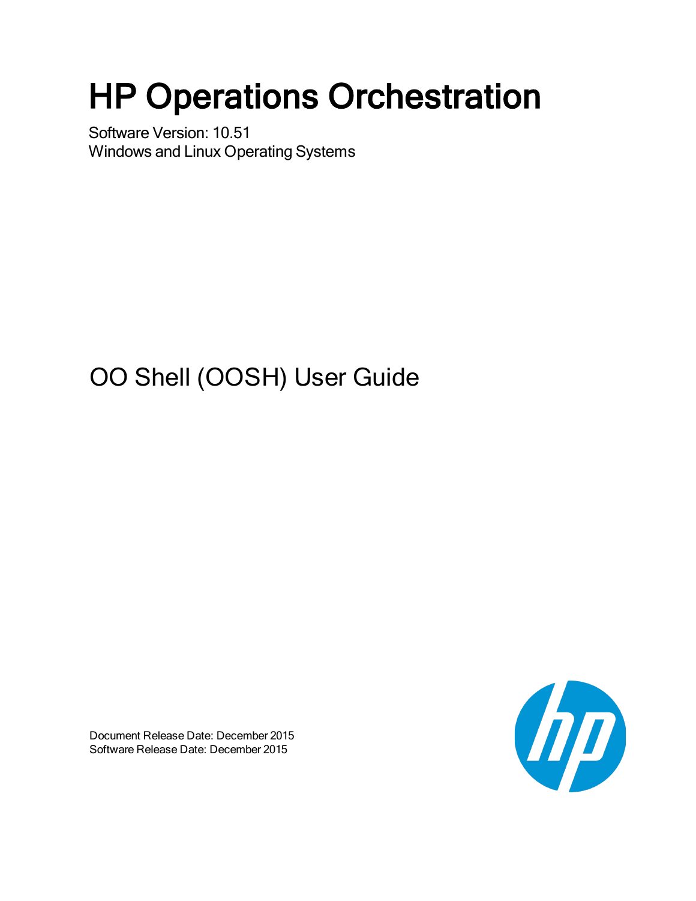# HP Operations Orchestration

Software Version: 10.51
Windows and Linux Operating Systems

## OO Shell (OOSH) User Guide

Document Release Date: December 2015
Software Release Date: December 2015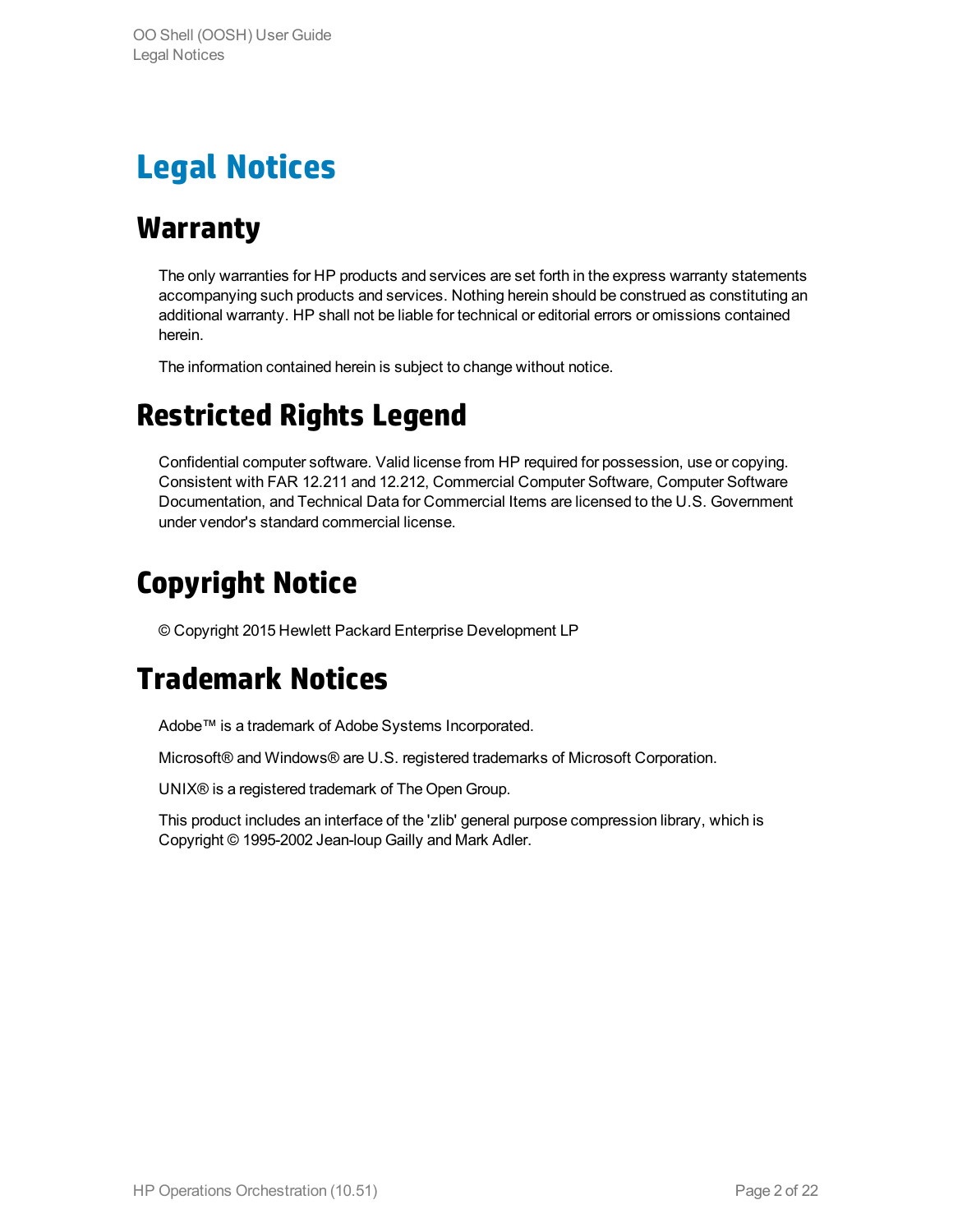# Legal Notices

## Warranty

The only warranties for HP products and services are set forth in the express warranty statements accompanying such products and services. Nothing herein should be construed as constituting an additional warranty. HP shall not be liable for technical or editorial errors or omissions contained herein.

The information contained herein is subject to change without notice.

## Restricted Rights Legend

Confidential computer software. Valid license from HP required for possession, use or copying. Consistent with FAR 12.211 and 12.212, Commercial Computer Software, Computer Software Documentation, and Technical Data for Commercial Items are licensed to the U.S. Government under vendor's standard commercial license.

## Copyright Notice

© Copyright 2015 Hewlett Packard Enterprise Development LP

## Trademark Notices

Adobe™ is a trademark of Adobe Systems Incorporated.

Microsoft® and Windows® are U.S. registered trademarks of Microsoft Corporation.

UNIX® is a registered trademark of The Open Group.

This product includes an interface of the 'zlib' general purpose compression library, which is Copyright © 1995-2002 Jean-loup Gailly and Mark Adler.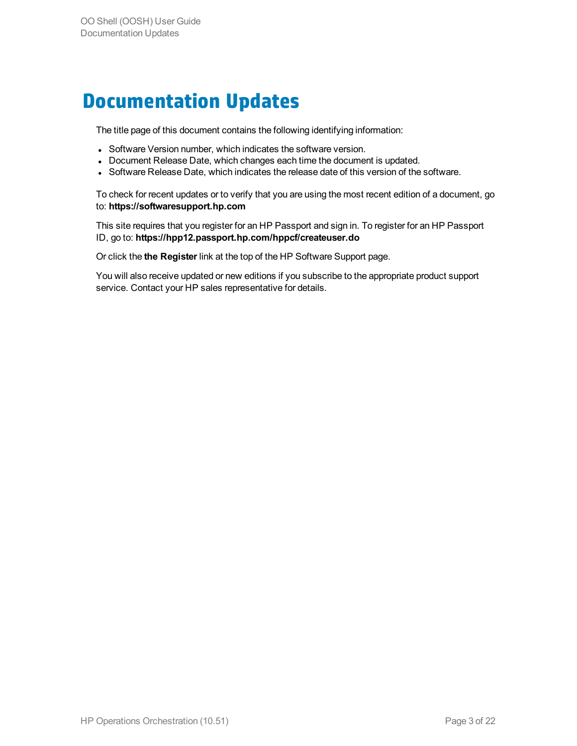# Documentation Updates

The title page of this document contains the following identifying information:

- Software Version number, which indicates the software version.
- Document Release Date, which changes each time the document is updated.
- Software Release Date, which indicates the release date of this version of the software.

To check for recent updates or to verify that you are using the most recent edition of a document, go to: **https://softwaresupport.hp.com**

This site requires that you register for an HP Passport and sign in. To register for an HP Passport ID, go to: **https://hpp12.passport.hp.com/hppcf/createuser.do**

Or click the **the Register** link at the top of the HP Software Support page.

You will also receive updated or new editions if you subscribe to the appropriate product support service. Contact your HP sales representative for details.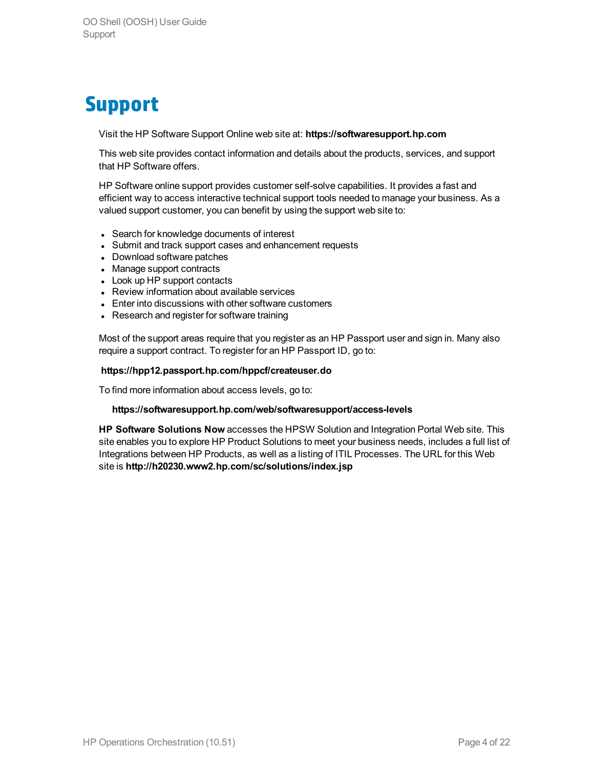# Support

Visit the HP Software Support Online web site at: **https://softwaresupport.hp.com**

This web site provides contact information and details about the products, services, and support that HP Software offers.

HP Software online support provides customer self-solve capabilities. It provides a fast and efficient way to access interactive technical support tools needed to manage your business. As a valued support customer, you can benefit by using the support web site to:

- Search for knowledge documents of interest
- Submit and track support cases and enhancement requests
- Download software patches
- Manage support contracts
- Look up HP support contacts
- Review information about available services
- Enter into discussions with other software customers
- Research and register for software training

Most of the support areas require that you register as an HP Passport user and sign in. Many also require a support contract. To register for an HP Passport ID, go to:

**https://hpp12.passport.hp.com/hppcf/createuser.do**

To find more information about access levels, go to:

**https://softwaresupport.hp.com/web/softwaresupport/access-levels**

**HP Software Solutions Now** accesses the HPSW Solution and Integration Portal Web site. This site enables you to explore HP Product Solutions to meet your business needs, includes a full list of Integrations between HP Products, as well as a listing of ITIL Processes. The URL for this Web site is **http://h20230.www2.hp.com/sc/solutions/index.jsp**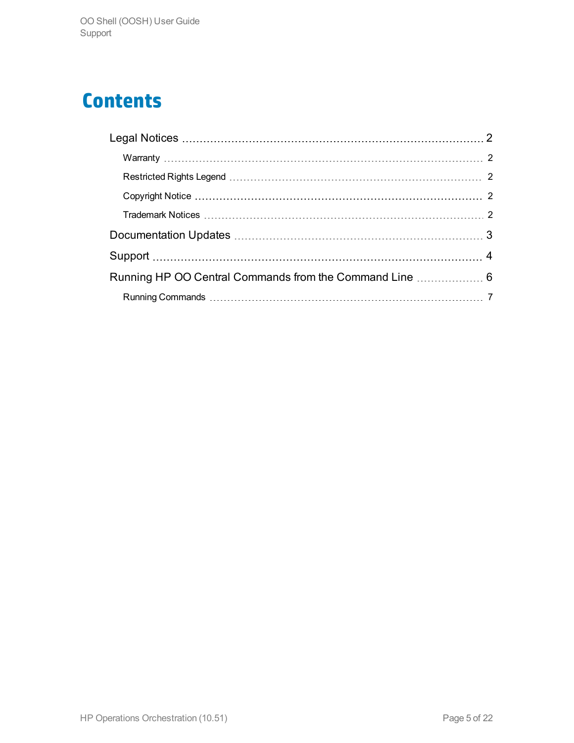# Contents

- Legal Notices ..... 2
  - Warranty ..... 2
  - Restricted Rights Legend ..... 2
  - Copyright Notice ..... 2
  - Trademark Notices ..... 2
- Documentation Updates ..... 3
- Support ..... 4
- Running HP OO Central Commands from the Command Line ..... 6
  - Running Commands ..... 7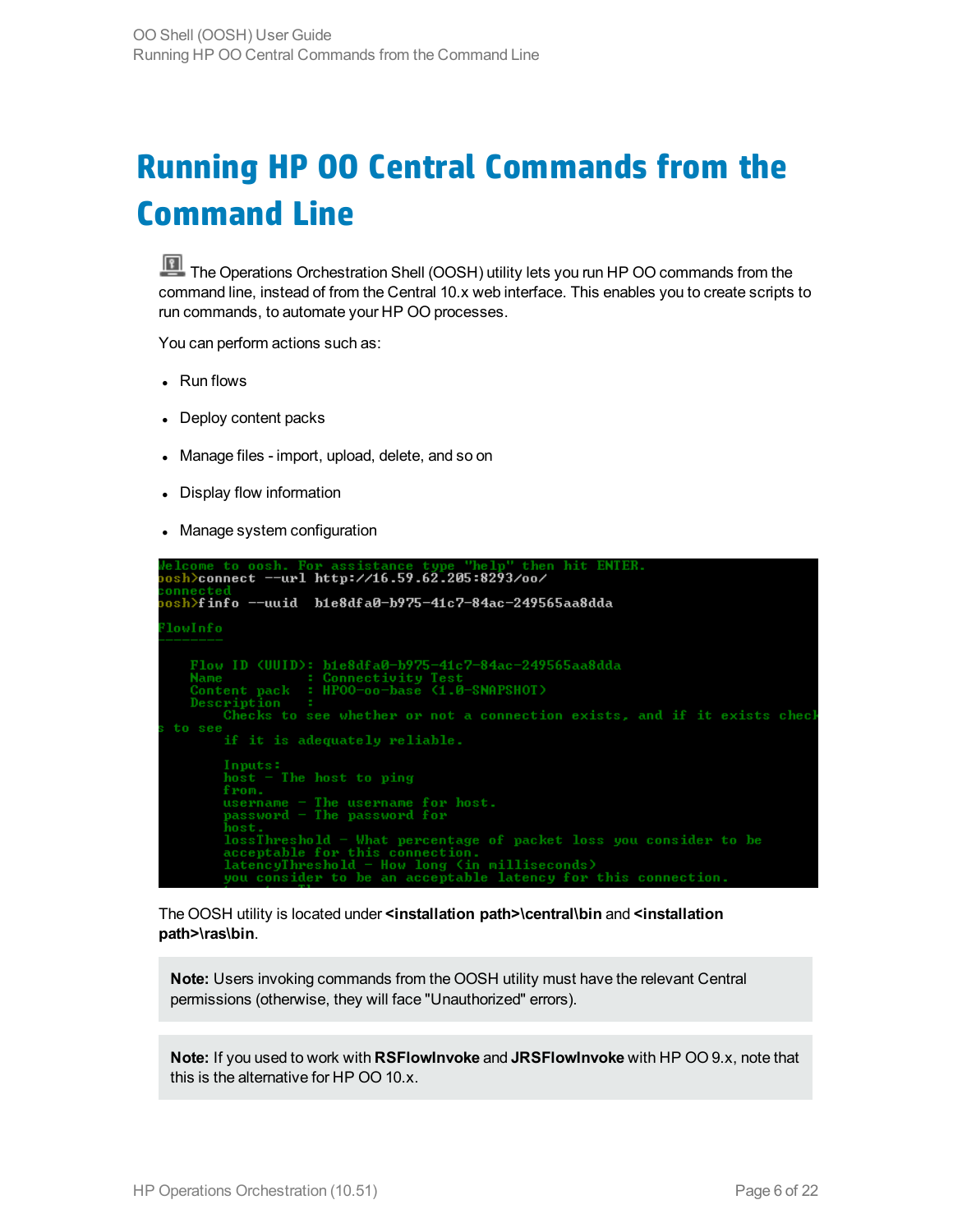# Running HP OO Central Commands from the Command Line

The Operations Orchestration Shell (OOSH) utility lets you run HP OO commands from the command line, instead of from the Central 10.x web interface. This enables you to create scripts to run commands, to automate your HP OO processes.

You can perform actions such as:

- Run flows
- Deploy content packs
- Manage files - import, upload, delete, and so on
- Display flow information
- Manage system configuration

```
Welcome to oosh. For assistance type "help" then hit ENTER.
oosh>connect --url http://16.59.62.205:8293/oo/
connected
oosh>finfo --uuid  b1e8dfa0-b975-41c7-84ac-249565aa8dda

FlowInfo
--------

    Flow ID (UUID): b1e8dfa0-b975-41c7-84ac-249565aa8dda
    Name          : Connectivity Test
    Content pack  : HPOO-oo-base (1.0-SNAPSHOT)
    Description   :
        Checks to see whether or not a connection exists, and if it exists check
s to see
        if it is adequately reliable.

        Inputs:
        host - The host to ping
        from.
        username - The username for host.
        password - The password for
        host.
        lossThreshold - What percentage of packet loss you consider to be
        acceptable for this connection.
        latencyThreshold - How long (in milliseconds)
        you consider to be an acceptable latency for this connection.
```

The OOSH utility is located under **<installation path>\central\bin** and **<installation path>\ras\bin**.

> **Note:** Users invoking commands from the OOSH utility must have the relevant Central permissions (otherwise, they will face "Unauthorized" errors).

> **Note:** If you used to work with **RSFlowInvoke** and **JRSFlowInvoke** with HP OO 9.x, note that this is the alternative for HP OO 10.x.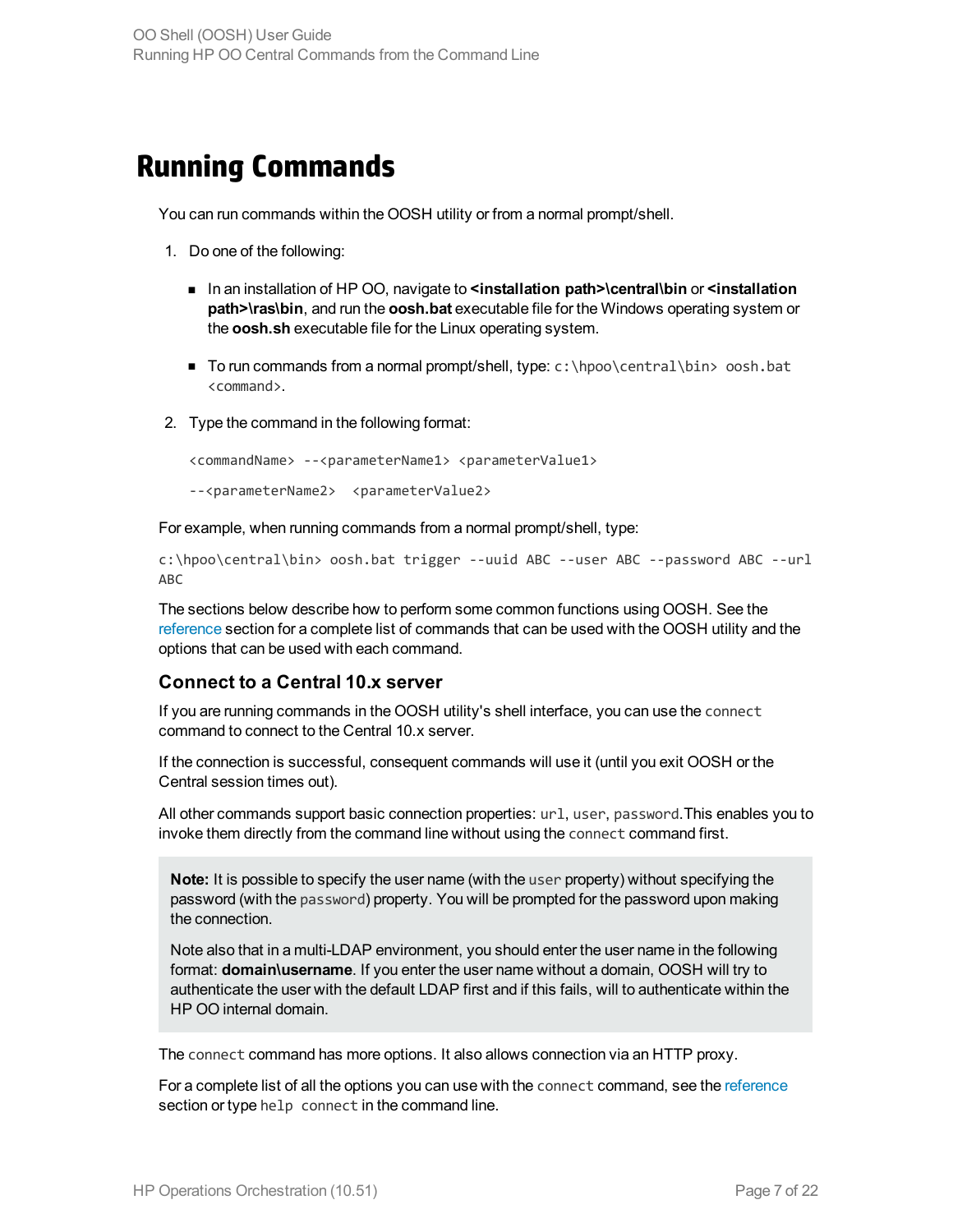# Running Commands

You can run commands within the OOSH utility or from a normal prompt/shell.

1. Do one of the following:

   - In an installation of HP OO, navigate to **<installation path>\central\bin** or **<installation path>\ras\bin**, and run the **oosh.bat** executable file for the Windows operating system or the **oosh.sh** executable file for the Linux operating system.

   - To run commands from a normal prompt/shell, type: `c:\hpoo\central\bin> oosh.bat <command>`.

2. Type the command in the following format:

   ```
   <commandName> --<parameterName1> <parameterValue1>

   --<parameterName2>  <parameterValue2>
   ```

For example, when running commands from a normal prompt/shell, type:

```
c:\hpoo\central\bin> oosh.bat trigger --uuid ABC --user ABC --password ABC --url ABC
```

The sections below describe how to perform some common functions using OOSH. See the reference section for a complete list of commands that can be used with the OOSH utility and the options that can be used with each command.

## Connect to a Central 10.x server

If you are running commands in the OOSH utility's shell interface, you can use the `connect` command to connect to the Central 10.x server.

If the connection is successful, consequent commands will use it (until you exit OOSH or the Central session times out).

All other commands support basic connection properties: `url`, `user`, `password`.This enables you to invoke them directly from the command line without using the `connect` command first.

> **Note:** It is possible to specify the user name (with the `user` property) without specifying the password (with the `password`) property. You will be prompted for the password upon making the connection.
>
> Note also that in a multi-LDAP environment, you should enter the user name in the following format: **domain\username**. If you enter the user name without a domain, OOSH will try to authenticate the user with the default LDAP first and if this fails, will to authenticate within the HP OO internal domain.

The `connect` command has more options. It also allows connection via an HTTP proxy.

For a complete list of all the options you can use with the `connect` command, see the reference section or type `help connect` in the command line.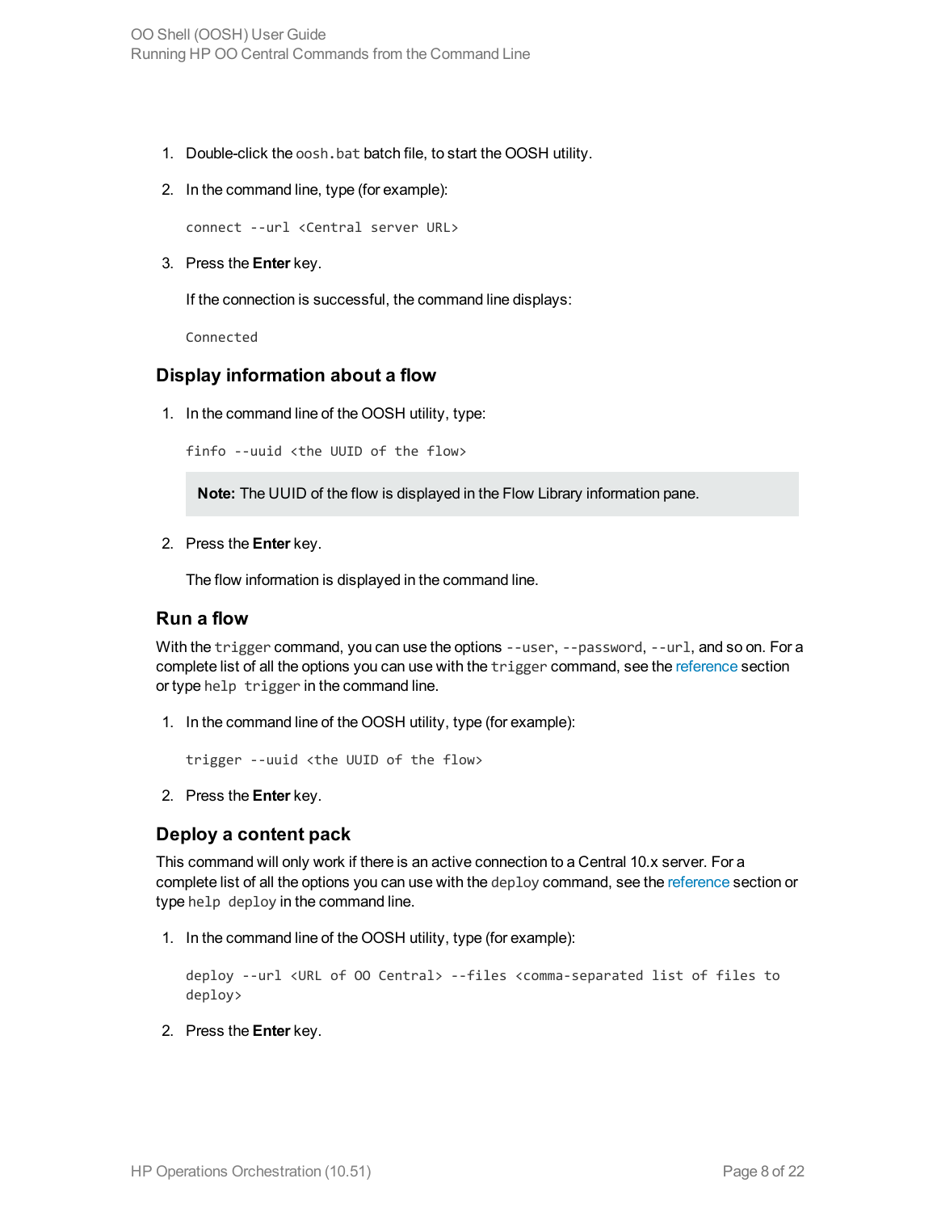1. Double-click the `oosh.bat` batch file, to start the OOSH utility.
2. In the command line, type (for example):

   ```
   connect --url <Central server URL>
   ```

3. Press the **Enter** key.

   If the connection is successful, the command line displays:

   ```
   Connected
   ```

### Display information about a flow

1. In the command line of the OOSH utility, type:

   ```
   finfo --uuid <the UUID of the flow>
   ```

   **Note:** The UUID of the flow is displayed in the Flow Library information pane.

2. Press the **Enter** key.

   The flow information is displayed in the command line.

### Run a flow

With the `trigger` command, you can use the options `--user`, `--password`, `--url`, and so on. For a complete list of all the options you can use with the `trigger` command, see the reference section or type `help trigger` in the command line.

1. In the command line of the OOSH utility, type (for example):

   ```
   trigger --uuid <the UUID of the flow>
   ```

2. Press the **Enter** key.

### Deploy a content pack

This command will only work if there is an active connection to a Central 10.x server. For a complete list of all the options you can use with the `deploy` command, see the reference section or type `help deploy` in the command line.

1. In the command line of the OOSH utility, type (for example):

   ```
   deploy --url <URL of OO Central> --files <comma-separated list of files to deploy>
   ```

2. Press the **Enter** key.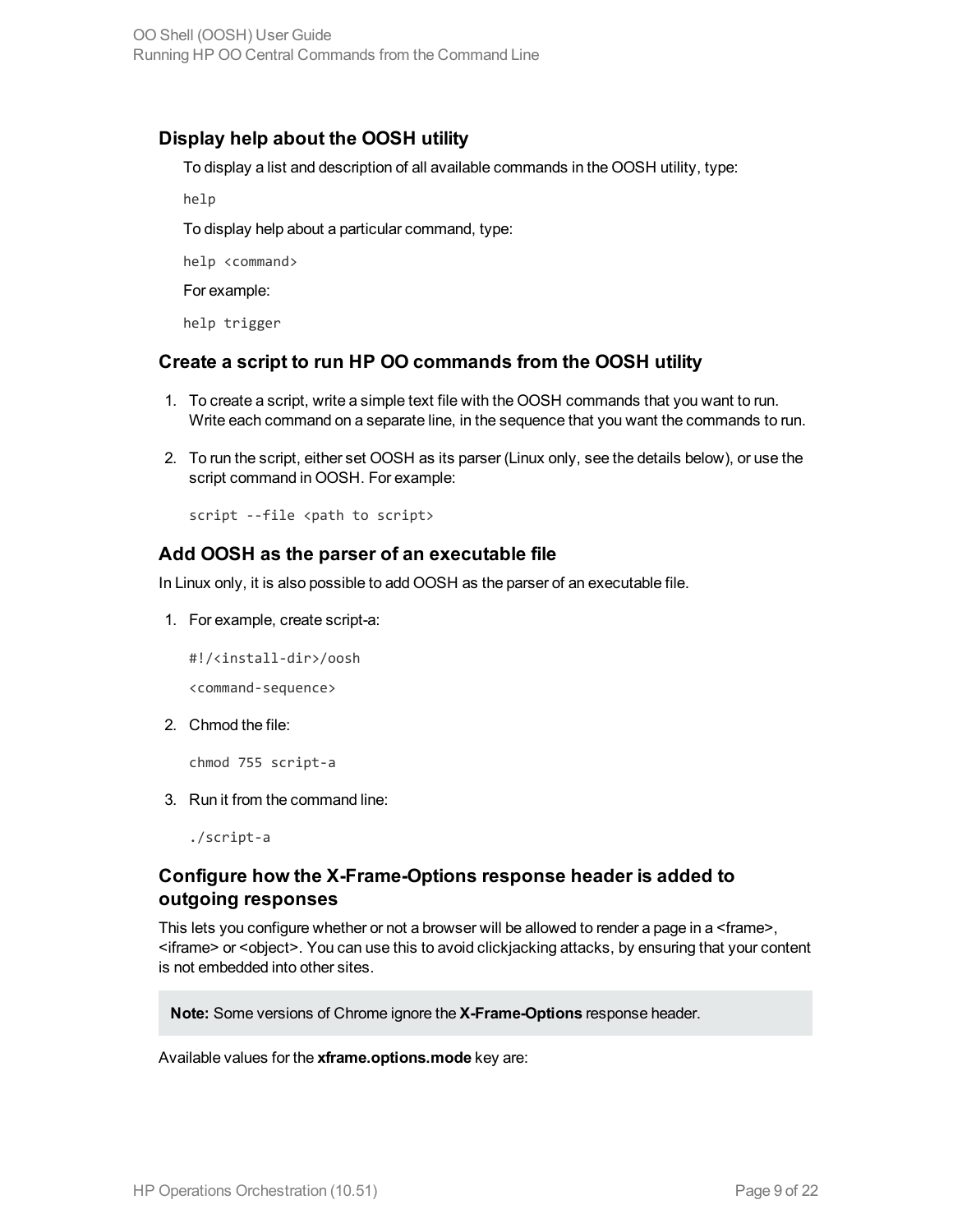### Display help about the OOSH utility

To display a list and description of all available commands in the OOSH utility, type:

```
help
```

To display help about a particular command, type:

```
help <command>
```

For example:

```
help trigger
```

### Create a script to run HP OO commands from the OOSH utility

1. To create a script, write a simple text file with the OOSH commands that you want to run. Write each command on a separate line, in the sequence that you want the commands to run.
2. To run the script, either set OOSH as its parser (Linux only, see the details below), or use the script command in OOSH. For example:

   ```
   script --file <path to script>
   ```

### Add OOSH as the parser of an executable file

In Linux only, it is also possible to add OOSH as the parser of an executable file.

1. For example, create script-a:

   ```
   #!/<install-dir>/oosh
   <command-sequence>
   ```

2. Chmod the file:

   ```
   chmod 755 script-a
   ```

3. Run it from the command line:

   ```
   ./script-a
   ```

### Configure how the X-Frame-Options response header is added to outgoing responses

This lets you configure whether or not a browser will be allowed to render a page in a <frame>, <iframe> or <object>. You can use this to avoid clickjacking attacks, by ensuring that your content is not embedded into other sites.

> **Note:** Some versions of Chrome ignore the **X-Frame-Options** response header.

Available values for the **xframe.options.mode** key are: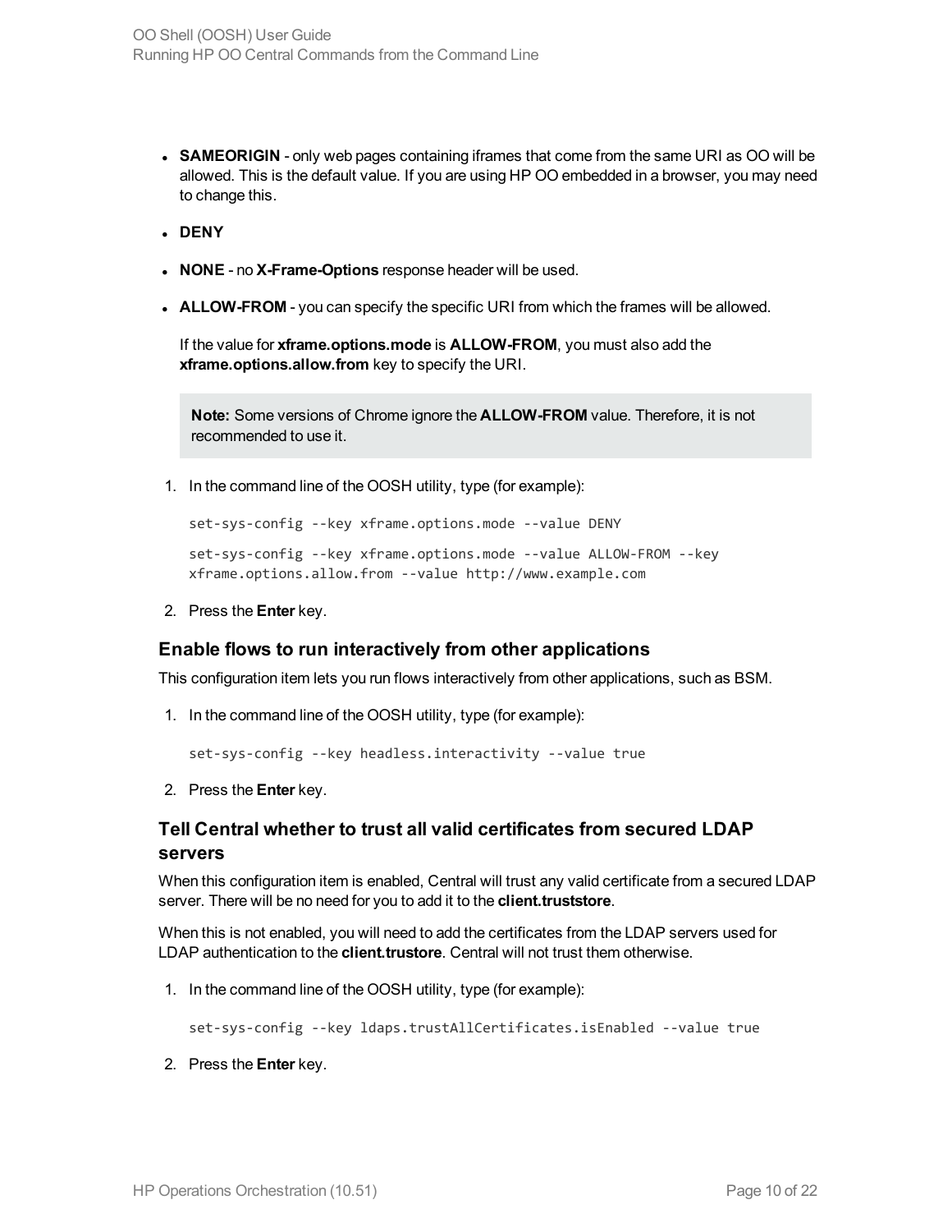- **SAMEORIGIN** - only web pages containing iframes that come from the same URI as OO will be allowed. This is the default value. If you are using HP OO embedded in a browser, you may need to change this.
- **DENY**
- **NONE** - no **X-Frame-Options** response header will be used.
- **ALLOW-FROM** - you can specify the specific URI from which the frames will be allowed.

  If the value for **xframe.options.mode** is **ALLOW-FROM**, you must also add the **xframe.options.allow.from** key to specify the URI.

  > **Note:** Some versions of Chrome ignore the **ALLOW-FROM** value. Therefore, it is not recommended to use it.

1. In the command line of the OOSH utility, type (for example):

   ```
   set-sys-config --key xframe.options.mode --value DENY
   ```

   ```
   set-sys-config --key xframe.options.mode --value ALLOW-FROM --key
   xframe.options.allow.from --value http://www.example.com
   ```

2. Press the **Enter** key.

### Enable flows to run interactively from other applications

This configuration item lets you run flows interactively from other applications, such as BSM.

1. In the command line of the OOSH utility, type (for example):

   ```
   set-sys-config --key headless.interactivity --value true
   ```

2. Press the **Enter** key.

### Tell Central whether to trust all valid certificates from secured LDAP servers

When this configuration item is enabled, Central will trust any valid certificate from a secured LDAP server. There will be no need for you to add it to the **client.truststore**.

When this is not enabled, you will need to add the certificates from the LDAP servers used for LDAP authentication to the **client.trustore**. Central will not trust them otherwise.

1. In the command line of the OOSH utility, type (for example):

   ```
   set-sys-config --key ldaps.trustAllCertificates.isEnabled --value true
   ```

2. Press the **Enter** key.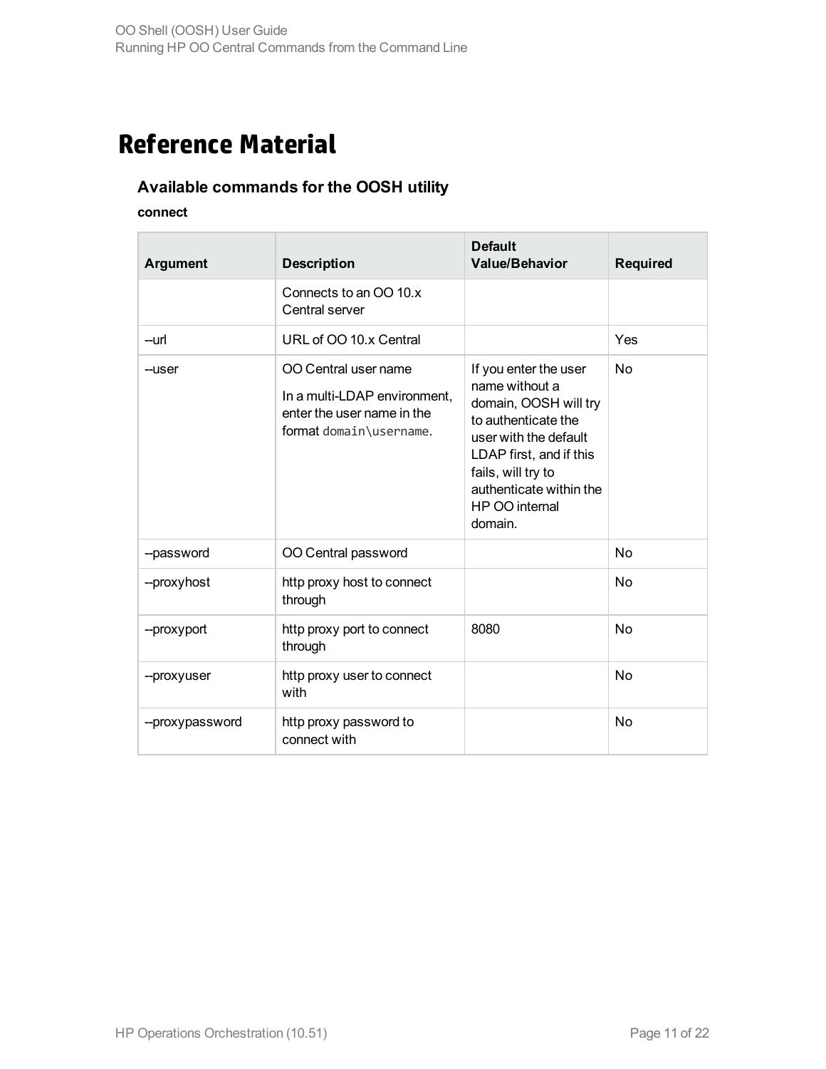# Reference Material

## Available commands for the OOSH utility

### connect

| Argument | Description | Default Value/Behavior | Required |
|---|---|---|---|
| | Connects to an OO 10.x Central server | | |
| --url | URL of OO 10.x Central | | Yes |
| --user | OO Central user name<br>In a multi-LDAP environment, enter the user name in the format `domain\username`. | If you enter the user name without a domain, OOSH will try to authenticate the user with the default LDAP first, and if this fails, will try to authenticate within the HP OO internal domain. | No |
| --password | OO Central password | | No |
| --proxyhost | http proxy host to connect through | | No |
| --proxyport | http proxy port to connect through | 8080 | No |
| --proxyuser | http proxy user to connect with | | No |
| --proxypassword | http proxy password to connect with | | No |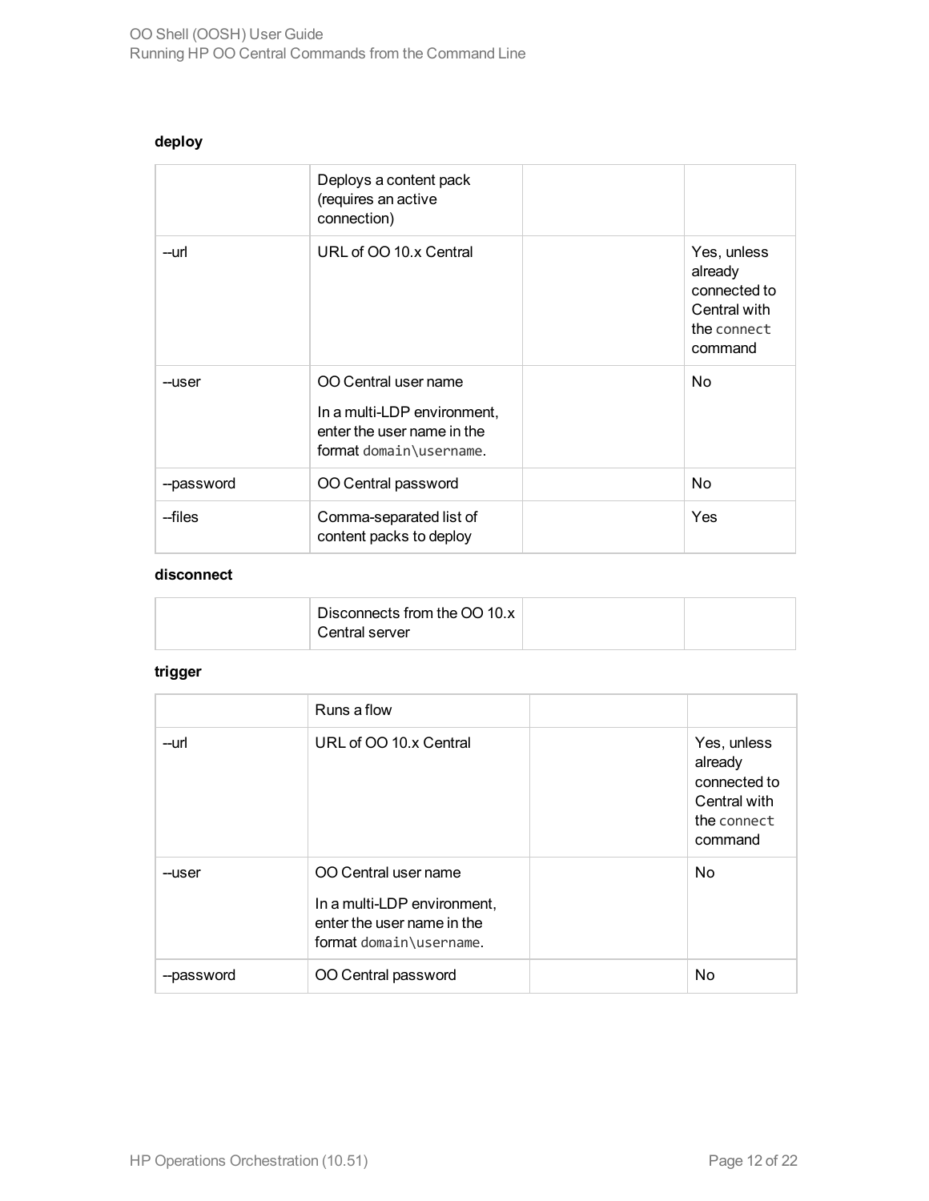### deploy

| | Deploys a content pack (requires an active connection) | | |
|---|---|---|---|
| --url | URL of OO 10.x Central | | Yes, unless already connected to Central with the `connect` command |
| --user | OO Central user name<br><br>In a multi-LDP environment, enter the user name in the format `domain\username`. | | No |
| --password | OO Central password | | No |
| --files | Comma-separated list of content packs to deploy | | Yes |

### disconnect

| | Disconnects from the OO 10.x Central server | | |
|---|---|---|---|

### trigger

| | Runs a flow | | |
|---|---|---|---|
| --url | URL of OO 10.x Central | | Yes, unless already connected to Central with the `connect` command |
| --user | OO Central user name<br><br>In a multi-LDP environment, enter the user name in the format `domain\username`. | | No |
| --password | OO Central password | | No |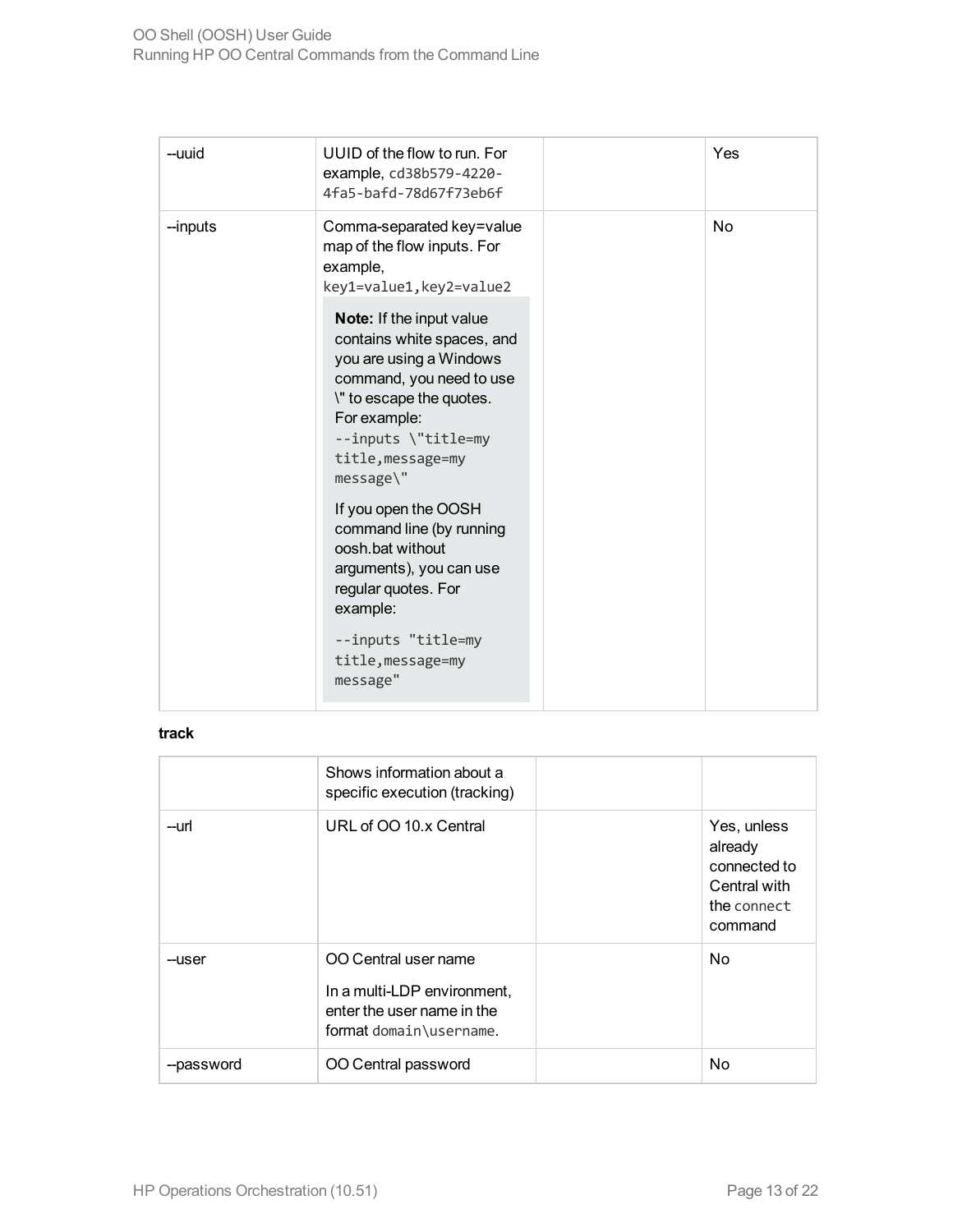| | | | |
|---|---|---|---|
| --uuid | UUID of the flow to run. For example, `cd38b579-4220-4fa5-bafd-78d67f73eb6f` | | Yes |
| --inputs | Comma-separated key=value map of the flow inputs. For example, `key1=value1,key2=value2`<br><br>**Note:** If the input value contains white spaces, and you are using a Windows command, you need to use \" to escape the quotes. For example: `--inputs \"title=my title,message=my message\"`<br><br>If you open the OOSH command line (by running oosh.bat without arguments), you can use regular quotes. For example:<br><br>`--inputs "title=my title,message=my message"` | | No |

**track**

| | | | |
|---|---|---|---|
| | Shows information about a specific execution (tracking) | | |
| --url | URL of OO 10.x Central | | Yes, unless already connected to Central with the `connect` command |
| --user | OO Central user name<br><br>In a multi-LDP environment, enter the user name in the format `domain\username`. | | No |
| --password | OO Central password | | No |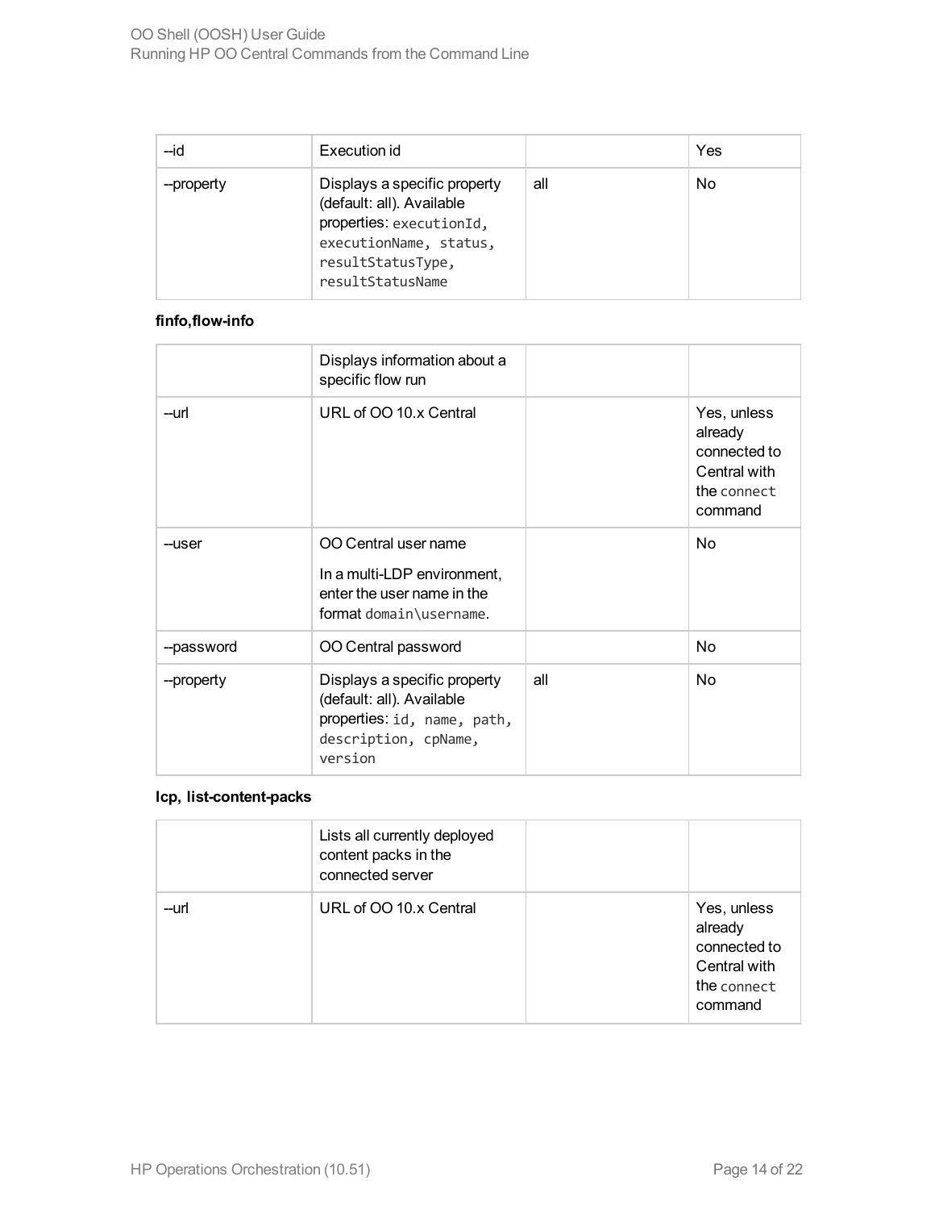| --id | Execution id | | Yes |
|---|---|---|---|
| --property | Displays a specific property (default: all). Available properties: `executionId`, `executionName`, `status`, `resultStatusType`, `resultStatusName` | all | No |

**finfo,flow-info**

| | Displays information about a specific flow run | | |
|---|---|---|---|
| --url | URL of OO 10.x Central | | Yes, unless already connected to Central with the `connect` command |
| --user | OO Central user name<br><br>In a multi-LDP environment, enter the user name in the format `domain\username`. | | No |
| --password | OO Central password | | No |
| --property | Displays a specific property (default: all). Available properties: `id`, `name`, `path`, `description`, `cpName`, `version` | all | No |

**lcp, list-content-packs**

| | Lists all currently deployed content packs in the connected server | | |
|---|---|---|---|
| --url | URL of OO 10.x Central | | Yes, unless already connected to Central with the `connect` command |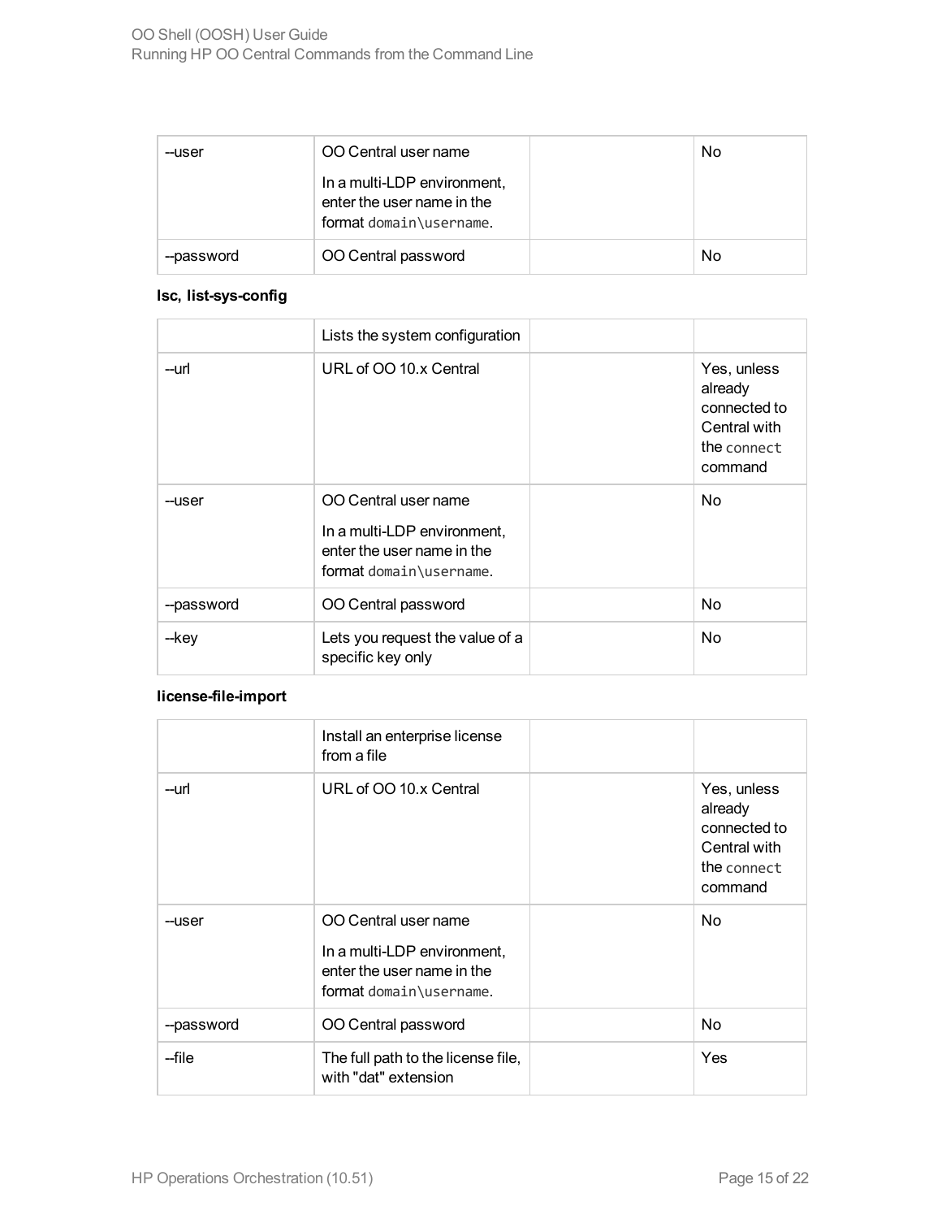| --user | OO Central user name<br><br>In a multi-LDP environment, enter the user name in the format `domain\username`. | | No |
|---|---|---|---|
| --password | OO Central password | | No |

**lsc, list-sys-config**

| | Lists the system configuration | | |
|---|---|---|---|
| --url | URL of OO 10.x Central | | Yes, unless already connected to Central with the `connect` command |
| --user | OO Central user name<br><br>In a multi-LDP environment, enter the user name in the format `domain\username`. | | No |
| --password | OO Central password | | No |
| --key | Lets you request the value of a specific key only | | No |

**license-file-import**

| | Install an enterprise license from a file | | |
|---|---|---|---|
| --url | URL of OO 10.x Central | | Yes, unless already connected to Central with the `connect` command |
| --user | OO Central user name<br><br>In a multi-LDP environment, enter the user name in the format `domain\username`. | | No |
| --password | OO Central password | | No |
| --file | The full path to the license file, with "dat" extension | | Yes |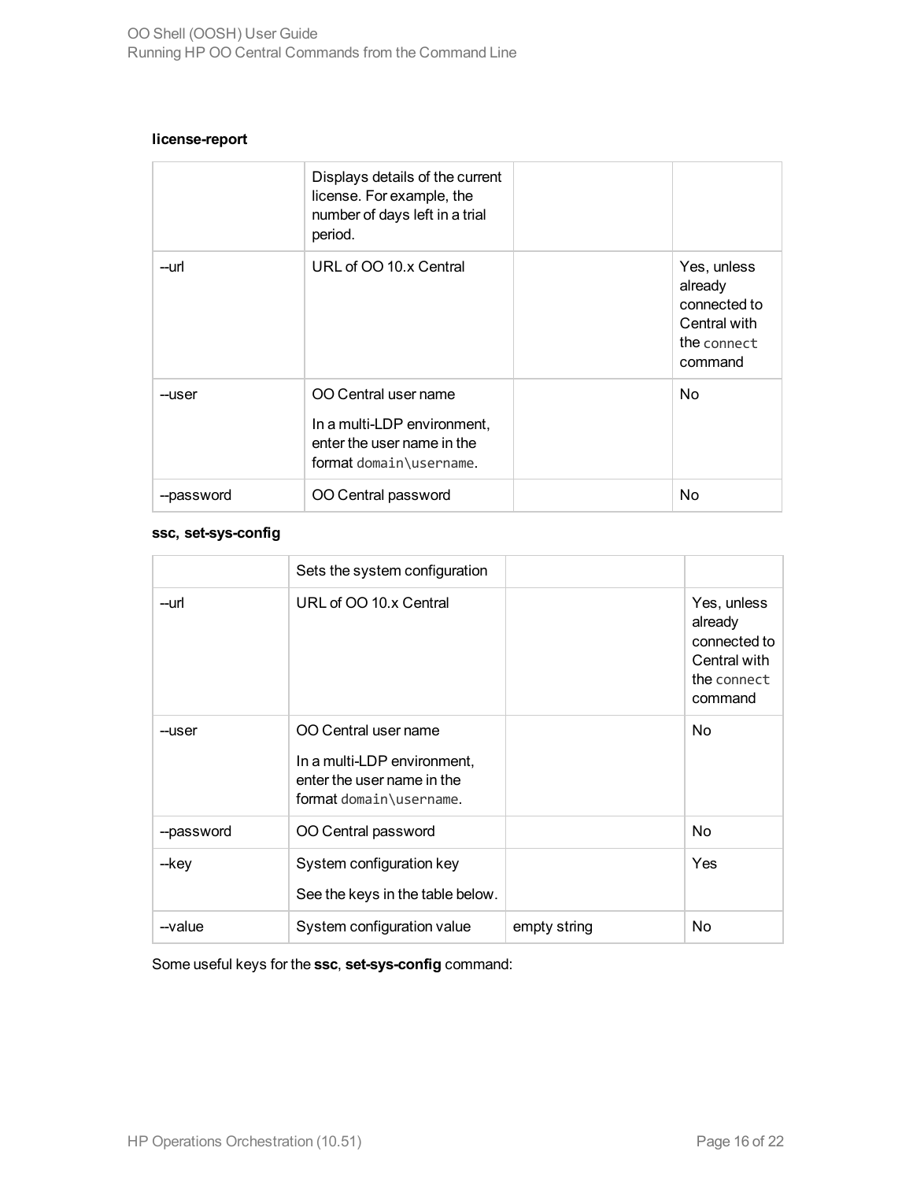**license-report**

| | Displays details of the current license. For example, the number of days left in a trial period. | | |
|---|---|---|---|
| --url | URL of OO 10.x Central | | Yes, unless already connected to Central with the `connect` command |
| --user | OO Central user name<br><br>In a multi-LDP environment, enter the user name in the format `domain\username`. | | No |
| --password | OO Central password | | No |

**ssc, set-sys-config**

| | Sets the system configuration | | |
|---|---|---|---|
| --url | URL of OO 10.x Central | | Yes, unless already connected to Central with the `connect` command |
| --user | OO Central user name<br><br>In a multi-LDP environment, enter the user name in the format `domain\username`. | | No |
| --password | OO Central password | | No |
| --key | System configuration key<br><br>See the keys in the table below. | | Yes |
| --value | System configuration value | empty string | No |

Some useful keys for the **ssc**, **set-sys-config** command: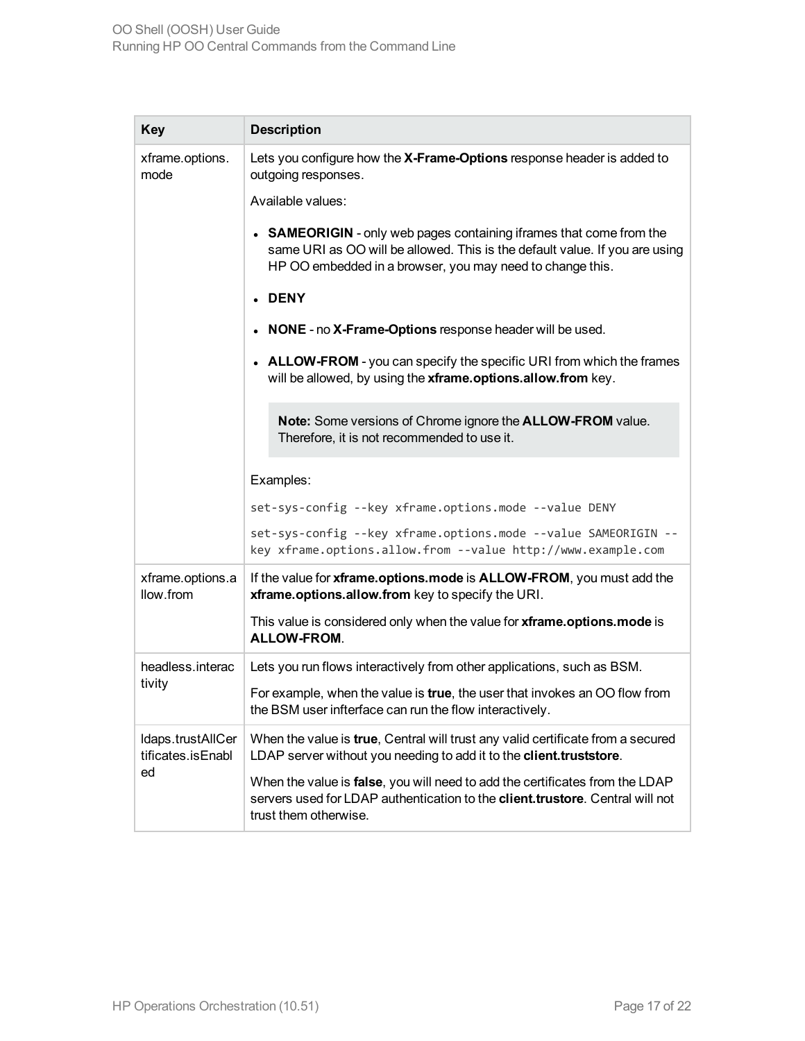| Key | Description |
| --- | --- |
| xframe.options.mode | Lets you configure how the **X-Frame-Options** response header is added to outgoing responses.<br><br>Available values:<br><br>• **SAMEORIGIN** - only web pages containing iframes that come from the same URI as OO will be allowed. This is the default value. If you are using HP OO embedded in a browser, you may need to change this.<br>• **DENY**<br>• **NONE** - no **X-Frame-Options** response header will be used.<br>• **ALLOW-FROM** - you can specify the specific URI from which the frames will be allowed, by using the **xframe.options.allow.from** key.<br><br>**Note:** Some versions of Chrome ignore the **ALLOW-FROM** value. Therefore, it is not recommended to use it.<br><br>Examples:<br><br>`set-sys-config --key xframe.options.mode --value DENY`<br><br>`set-sys-config --key xframe.options.mode --value SAMEORIGIN --key xframe.options.allow.from --value http://www.example.com` |
| xframe.options.allow.from | If the value for **xframe.options.mode** is **ALLOW-FROM**, you must add the **xframe.options.allow.from** key to specify the URI.<br><br>This value is considered only when the value for **xframe.options.mode** is **ALLOW-FROM**. |
| headless.interactivity | Lets you run flows interactively from other applications, such as BSM.<br><br>For example, when the value is **true**, the user that invokes an OO flow from the BSM user infterface can run the flow interactively. |
| ldaps.trustAllCertificates.isEnabled | When the value is **true**, Central will trust any valid certificate from a secured LDAP server without you needing to add it to the **client.truststore**.<br><br>When the value is **false**, you will need to add the certificates from the LDAP servers used for LDAP authentication to the **client.trustore**. Central will not trust them otherwise. |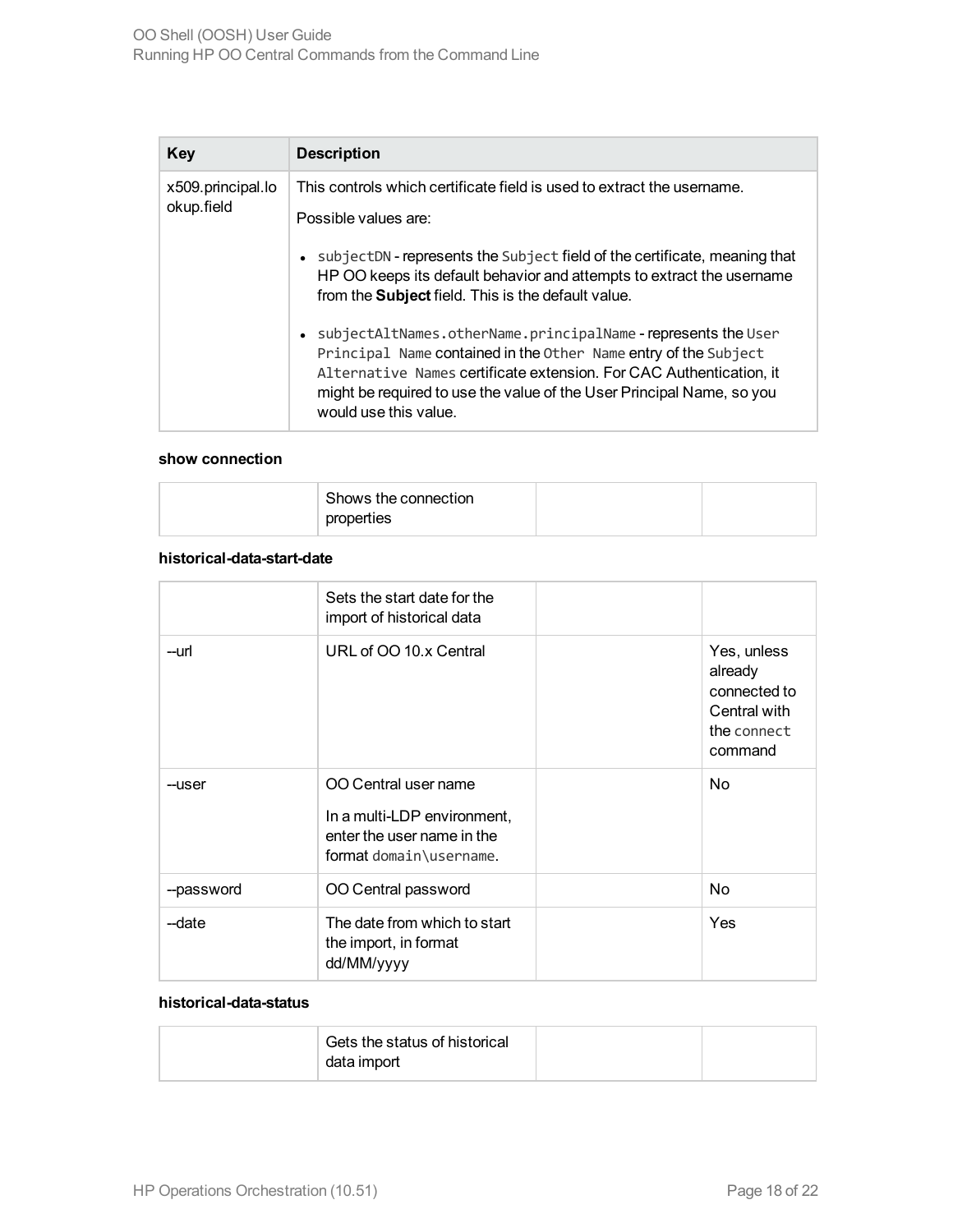| Key | Description |
| --- | --- |
| x509.principal.lookup.field | This controls which certificate field is used to extract the username.<br><br>Possible values are:<br><br>• `subjectDN` - represents the `Subject` field of the certificate, meaning that HP OO keeps its default behavior and attempts to extract the username from the **Subject** field. This is the default value.<br><br>• `subjectAltNames.otherName.principalName` - represents the `User Principal Name` contained in the `Other Name` entry of the `Subject Alternative Names` certificate extension. For CAC Authentication, it might be required to use the value of the User Principal Name, so you would use this value. |

**show connection**

| | | | |
| --- | --- | --- | --- |
| | Shows the connection properties | | |

**historical-data-start-date**

| | | | |
| --- | --- | --- | --- |
| | Sets the start date for the import of historical data | | |
| --url | URL of OO 10.x Central | | Yes, unless already connected to Central with the `connect` command |
| --user | OO Central user name<br><br>In a multi-LDP environment, enter the user name in the format `domain\username`. | | No |
| --password | OO Central password | | No |
| --date | The date from which to start the import, in format dd/MM/yyyy | | Yes |

**historical-data-status**

| | | | |
| --- | --- | --- | --- |
| | Gets the status of historical data import | | |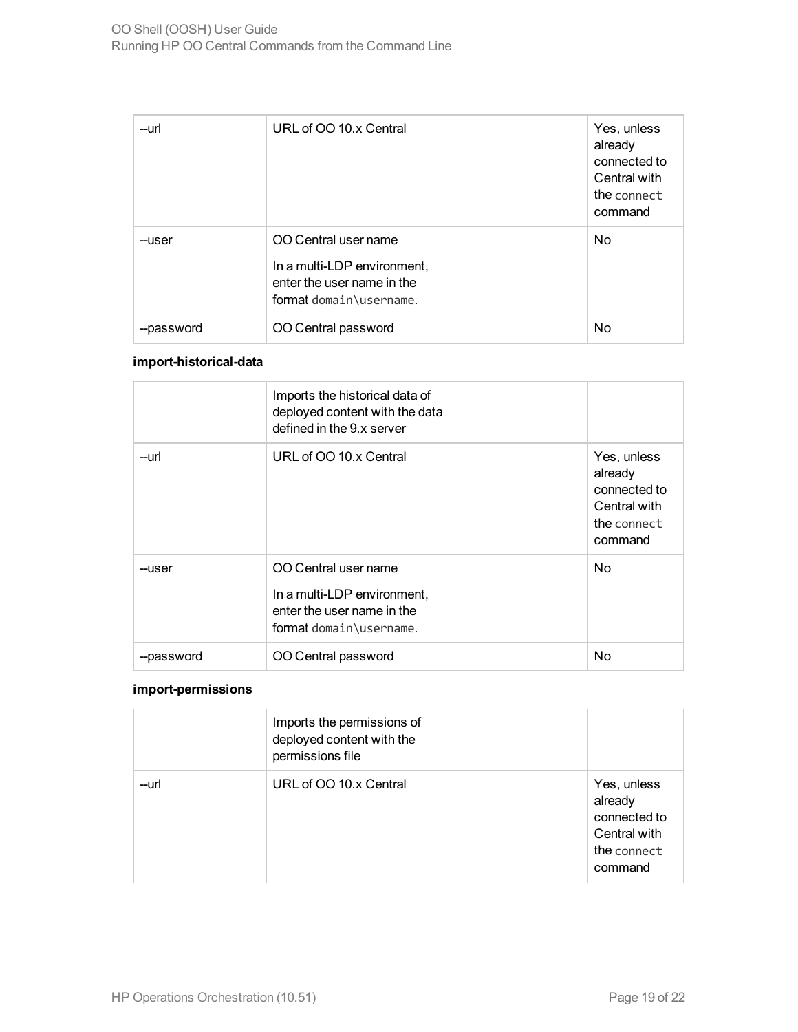| | | | |
|---|---|---|---|
| --url | URL of OO 10.x Central | | Yes, unless already connected to Central with the `connect` command |
| --user | OO Central user name<br><br>In a multi-LDP environment, enter the user name in the format `domain\username`. | | No |
| --password | OO Central password | | No |

**import-historical-data**

| | | | |
|---|---|---|---|
| | Imports the historical data of deployed content with the data defined in the 9.x server | | |
| --url | URL of OO 10.x Central | | Yes, unless already connected to Central with the `connect` command |
| --user | OO Central user name<br><br>In a multi-LDP environment, enter the user name in the format `domain\username`. | | No |
| --password | OO Central password | | No |

**import-permissions**

| | | | |
|---|---|---|---|
| | Imports the permissions of deployed content with the permissions file | | |
| --url | URL of OO 10.x Central | | Yes, unless already connected to Central with the `connect` command |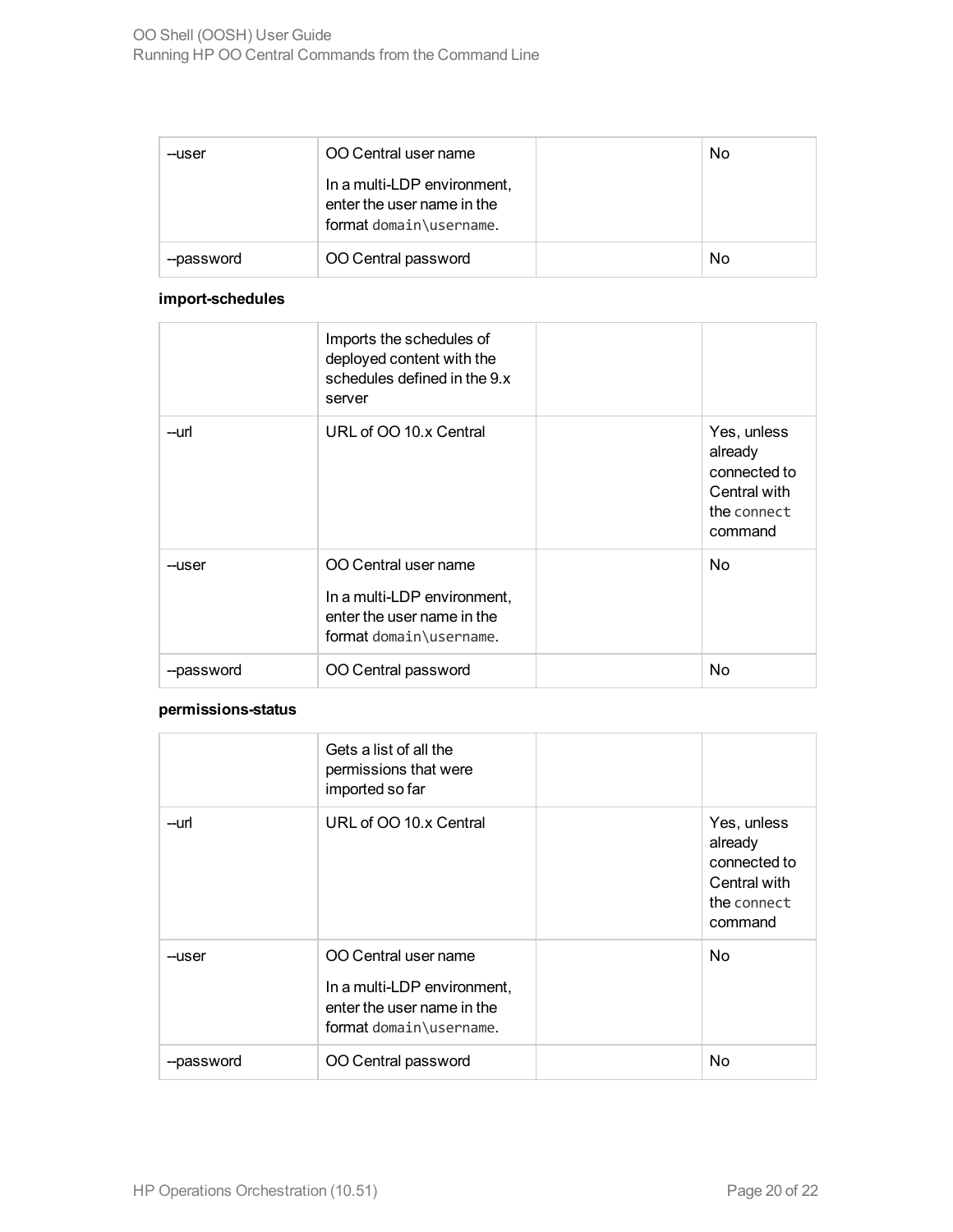| --user | OO Central user name<br><br>In a multi-LDP environment, enter the user name in the format `domain\username`. | | No |
|---|---|---|---|
| --password | OO Central password | | No |

**import-schedules**

| | Imports the schedules of deployed content with the schedules defined in the 9.x server | | |
|---|---|---|---|
| --url | URL of OO 10.x Central | | Yes, unless already connected to Central with the `connect` command |
| --user | OO Central user name<br><br>In a multi-LDP environment, enter the user name in the format `domain\username`. | | No |
| --password | OO Central password | | No |

**permissions-status**

| | Gets a list of all the permissions that were imported so far | | |
|---|---|---|---|
| --url | URL of OO 10.x Central | | Yes, unless already connected to Central with the `connect` command |
| --user | OO Central user name<br><br>In a multi-LDP environment, enter the user name in the format `domain\username`. | | No |
| --password | OO Central password | | No |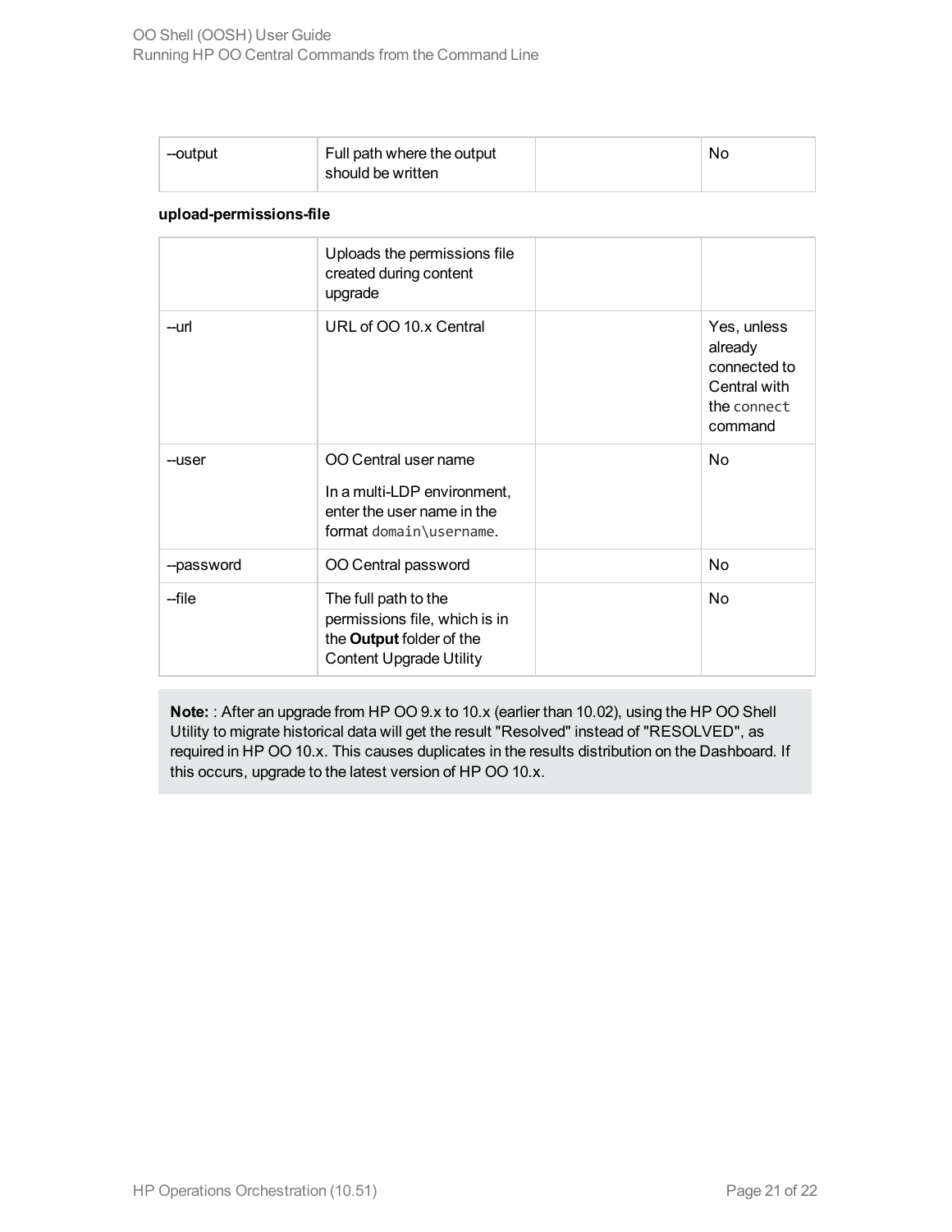| --output | Full path where the output should be written | | No |
|---|---|---|---|

**upload-permissions-file**

| | Uploads the permissions file created during content upgrade | | |
|---|---|---|---|
| --url | URL of OO 10.x Central | | Yes, unless already connected to Central with the `connect` command |
| --user | OO Central user name<br><br>In a multi-LDP environment, enter the user name in the format `domain\username`. | | No |
| --password | OO Central password | | No |
| --file | The full path to the permissions file, which is in the **Output** folder of the Content Upgrade Utility | | No |

**Note:** : After an upgrade from HP OO 9.x to 10.x (earlier than 10.02), using the HP OO Shell Utility to migrate historical data will get the result "Resolved" instead of "RESOLVED", as required in HP OO 10.x. This causes duplicates in the results distribution on the Dashboard. If this occurs, upgrade to the latest version of HP OO 10.x.